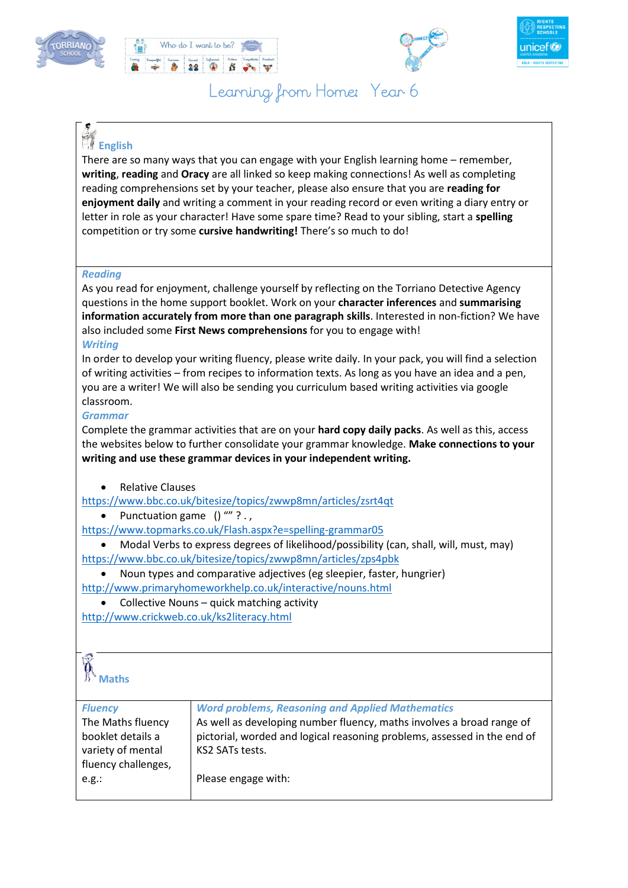# Learning from Home: Year 6

## English

There are so many ways that you can engage with your English learning home – remember, **writing**, **reading** and **Oracy** are all linked so keep making connections! As well as completing reading comprehensions set by your teacher, please also ensure that you are **reading for enjoyment daily** and writing a comment in your reading record or even writing a diary entry or letter in role as your character! Have some spare time? Read to your sibling, start a **spelling** competition or try some **cursive handwriting!** There's so much to do!

### *Reading*

As you read for enjoyment, challenge yourself by reflecting on the Torriano Detective Agency questions in the home support booklet. Work on your **character inferences** and **summarising information accurately from more than one paragraph skills**. Interested in non-fiction? We have also included some **First News comprehensions** for you to engage with!

### *Writing*

In order to develop your writing fluency, please write daily. In your pack, you will find a selection of writing activities – from recipes to information texts. As long as you have an idea and a pen, you are a writer! We will also be sending you curriculum based writing activities via google classroom.

### *Grammar*

Complete the grammar activities that are on your **hard copy daily packs**. As well as this, access the websites below to further consolidate your grammar knowledge. **Make connections to your writing and use these grammar devices in your independent writing.**

- Relative Clauses

https://www.bbc.co.uk/bitesize/topics/zwwp8mn/articles/zsrt4qt

- Punctuation game () "" ? . ,

https://www.topmarks.co.uk/Flash.aspx?e=spelling-grammar05

- Modal Verbs to express degrees of likelihood/possibility (can, shall, will, must, may)

https://www.bbc.co.uk/bitesize/topics/zwwp8mn/articles/zps4pbk

- Noun types and comparative adjectives (eg sleepier, faster, hungrier)

http://www.primaryhomeworkhelp.co.uk/interactive/nouns.html

- Collective Nouns – quick matching activity

http://www.crickweb.co.uk/ks2literacy.html

## Maths

| *Fluency* | *Word problems, Reasoning and Applied Mathematics* |
|---|---|
| The Maths fluency booklet details a variety of mental fluency challenges, e.g.: | As well as developing number fluency, maths involves a broad range of pictorial, worded and logical reasoning problems, assessed in the end of KS2 SATs tests.<br><br>Please engage with: |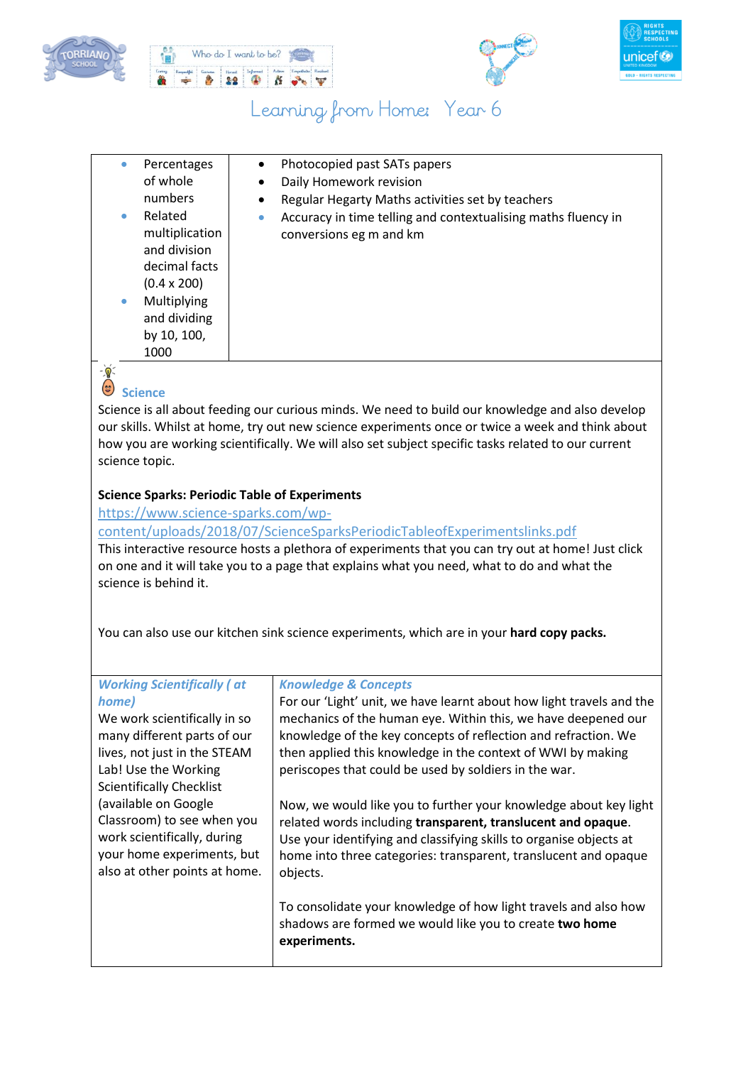Learning from Home: Year 6

| | |
|---|---|
| • Percentages of whole numbers<br>• Related multiplication and division decimal facts (0.4 x 200)<br>• Multiplying and dividing by 10, 100, 1000 | • Photocopied past SATs papers<br>• Daily Homework revision<br>• Regular Hegarty Maths activities set by teachers<br>• Accuracy in time telling and contextualising maths fluency in conversions eg m and km |

## Science

Science is all about feeding our curious minds. We need to build our knowledge and also develop our skills. Whilst at home, try out new science experiments once or twice a week and think about how you are working scientifically. We will also set subject specific tasks related to our current science topic.

**Science Sparks: Periodic Table of Experiments**

https://www.science-sparks.com/wp-content/uploads/2018/07/ScienceSparksPeriodicTableofExperimentslinks.pdf

This interactive resource hosts a plethora of experiments that you can try out at home! Just click on one and it will take you to a page that explains what you need, what to do and what the science is behind it.

You can also use our kitchen sink science experiments, which are in your **hard copy packs.**

| *Working Scientifically ( at home)* | *Knowledge & Concepts* |
|---|---|
| We work scientifically in so many different parts of our lives, not just in the STEAM Lab! Use the Working Scientifically Checklist (available on Google Classroom) to see when you work scientifically, during your home experiments, but also at other points at home. | For our 'Light' unit, we have learnt about how light travels and the mechanics of the human eye. Within this, we have deepened our knowledge of the key concepts of reflection and refraction. We then applied this knowledge in the context of WWI by making periscopes that could be used by soldiers in the war.<br><br>Now, we would like you to further your knowledge about key light related words including **transparent, translucent and opaque**. Use your identifying and classifying skills to organise objects at home into three categories: transparent, translucent and opaque objects.<br><br>To consolidate your knowledge of how light travels and also how shadows are formed we would like you to create **two home experiments.** |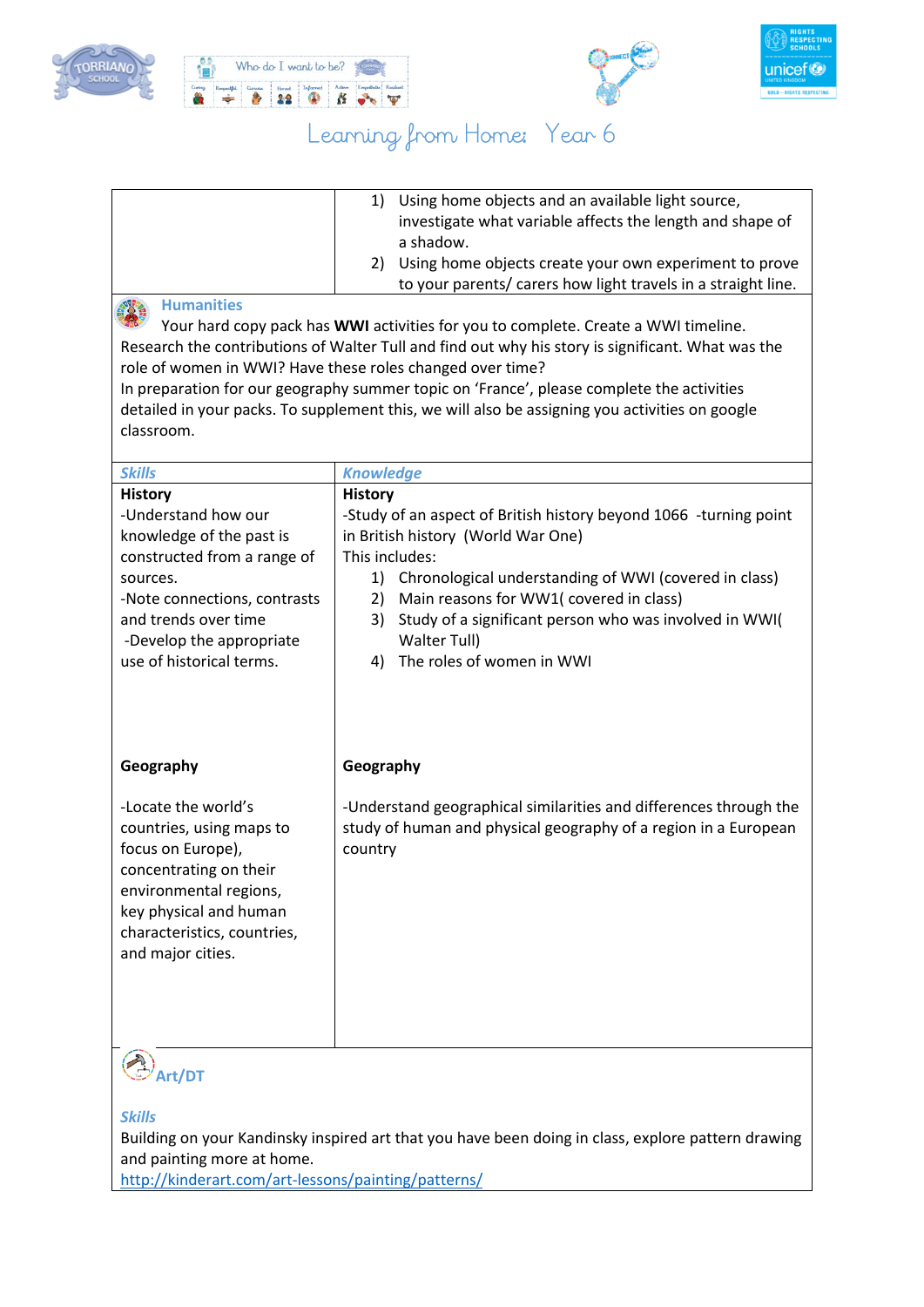# Learning from Home: Year 6

| | |
|---|---|
| | 1) Using home objects and an available light source, investigate what variable affects the length and shape of a shadow.<br>2) Using home objects create your own experiment to prove to your parents/ carers how light travels in a straight line. |

## Humanities

Your hard copy pack has **WWI** activities for you to complete. Create a WWI timeline. Research the contributions of Walter Tull and find out why his story is significant. What was the role of women in WWI? Have these roles changed over time?
In preparation for our geography summer topic on 'France', please complete the activities detailed in your packs. To supplement this, we will also be assigning you activities on google classroom.

| *Skills* | *Knowledge* |
|---|---|
| **History**<br>-Understand how our knowledge of the past is constructed from a range of sources.<br>-Note connections, contrasts and trends over time<br>-Develop the appropriate use of historical terms. | **History**<br>-Study of an aspect of British history beyond 1066 -turning point in British history (World War One)<br>This includes:<br>1) Chronological understanding of WWI (covered in class)<br>2) Main reasons for WW1( covered in class)<br>3) Study of a significant person who was involved in WWI( Walter Tull)<br>4) The roles of women in WWI |
| **Geography**<br>-Locate the world's countries, using maps to focus on Europe), concentrating on their environmental regions, key physical and human characteristics, countries, and major cities. | **Geography**<br>-Understand geographical similarities and differences through the study of human and physical geography of a region in a European country |

## Art/DT

*Skills*
Building on your Kandinsky inspired art that you have been doing in class, explore pattern drawing and painting more at home.
http://kinderart.com/art-lessons/painting/patterns/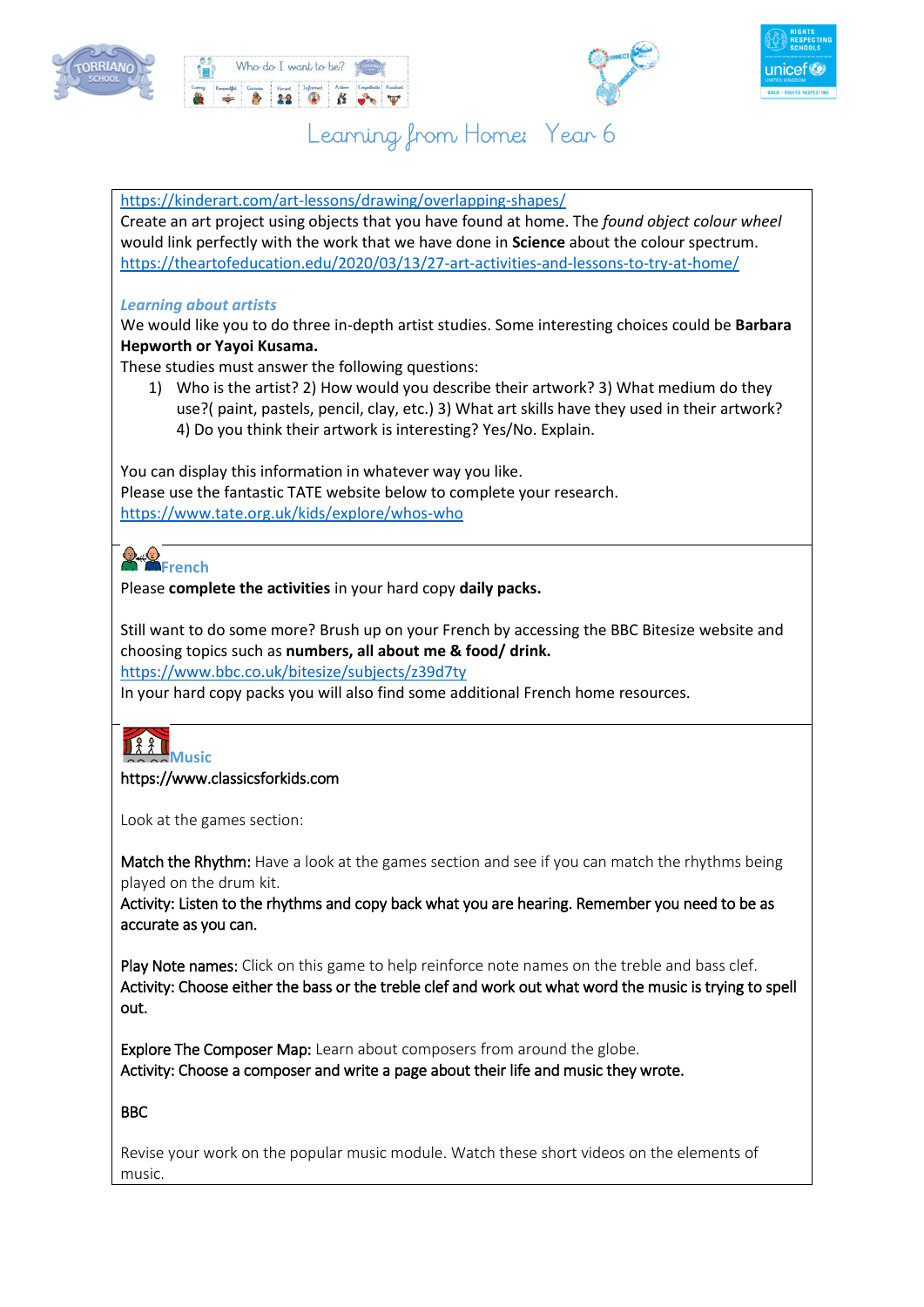# Learning from Home: Year 6

https://kinderart.com/art-lessons/drawing/overlapping-shapes/

Create an art project using objects that you have found at home. The *found object colour wheel* would link perfectly with the work that we have done in **Science** about the colour spectrum.
https://theartofeducation.edu/2020/03/13/27-art-activities-and-lessons-to-try-at-home/

***Learning about artists***

We would like you to do three in-depth artist studies. Some interesting choices could be **Barbara Hepworth or Yayoi Kusama.**

These studies must answer the following questions:

1) Who is the artist? 2) How would you describe their artwork? 3) What medium do they use?( paint, pastels, pencil, clay, etc.) 3) What art skills have they used in their artwork? 4) Do you think their artwork is interesting? Yes/No. Explain.

You can display this information in whatever way you like.
Please use the fantastic TATE website below to complete your research.
https://www.tate.org.uk/kids/explore/whos-who

## French

Please **complete the activities** in your hard copy **daily packs.**

Still want to do some more? Brush up on your French by accessing the BBC Bitesize website and choosing topics such as **numbers, all about me & food/ drink.**
https://www.bbc.co.uk/bitesize/subjects/z39d7ty
In your hard copy packs you will also find some additional French home resources.

## Music

https://www.classicsforkids.com

Look at the games section:

Match the Rhythm: Have a look at the games section and see if you can match the rhythms being played on the drum kit.
Activity: Listen to the rhythms and copy back what you are hearing. Remember you need to be as accurate as you can.

Play Note names: Click on this game to help reinforce note names on the treble and bass clef.
Activity: Choose either the bass or the treble clef and work out what word the music is trying to spell out.

Explore The Composer Map: Learn about composers from around the globe.
Activity: Choose a composer and write a page about their life and music they wrote.

BBC

Revise your work on the popular music module. Watch these short videos on the elements of music.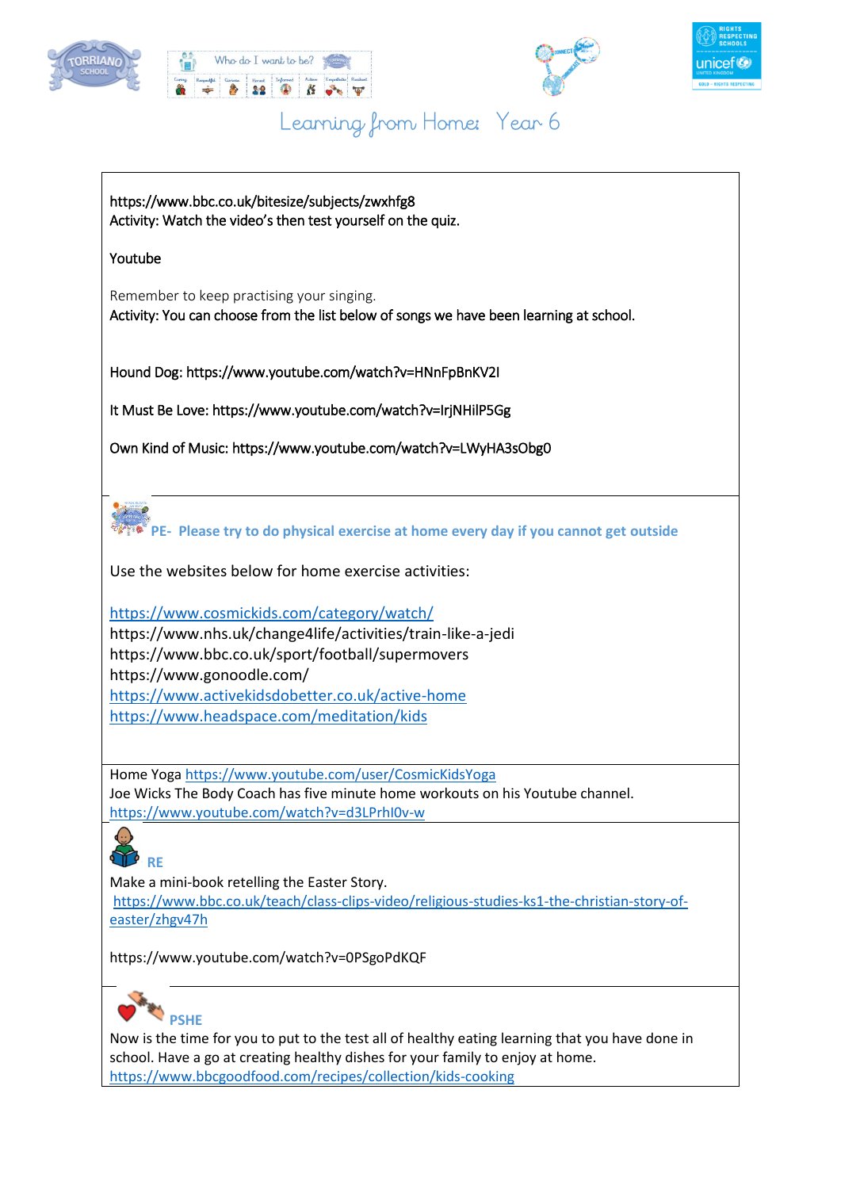https://www.bbc.co.uk/bitesize/subjects/zwxhfg8
Activity: Watch the video's then test yourself on the quiz.

Youtube

Remember to keep practising your singing.
Activity: You can choose from the list below of songs we have been learning at school.

Hound Dog: https://www.youtube.com/watch?v=HNnFpBnKV2I

It Must Be Love: https://www.youtube.com/watch?v=IrjNHilP5Gg

Own Kind of Music: https://www.youtube.com/watch?v=LWyHA3sObg0

## PE- Please try to do physical exercise at home every day if you cannot get outside

Use the websites below for home exercise activities:

https://www.cosmickids.com/category/watch/
https://www.nhs.uk/change4life/activities/train-like-a-jedi
https://www.bbc.co.uk/sport/football/supermovers
https://www.gonoodle.com/
https://www.activekidsdobetter.co.uk/active-home
https://www.headspace.com/meditation/kids

Home Yoga https://www.youtube.com/user/CosmicKidsYoga
Joe Wicks The Body Coach has five minute home workouts on his Youtube channel.
https://www.youtube.com/watch?v=d3LPrhI0v-w

## RE

Make a mini-book retelling the Easter Story.
https://www.bbc.co.uk/teach/class-clips-video/religious-studies-ks1-the-christian-story-of-easter/zhgv47h

https://www.youtube.com/watch?v=0PSgoPdKQF

## PSHE

Now is the time for you to put to the test all of healthy eating learning that you have done in school. Have a go at creating healthy dishes for your family to enjoy at home.
https://www.bbcgoodfood.com/recipes/collection/kids-cooking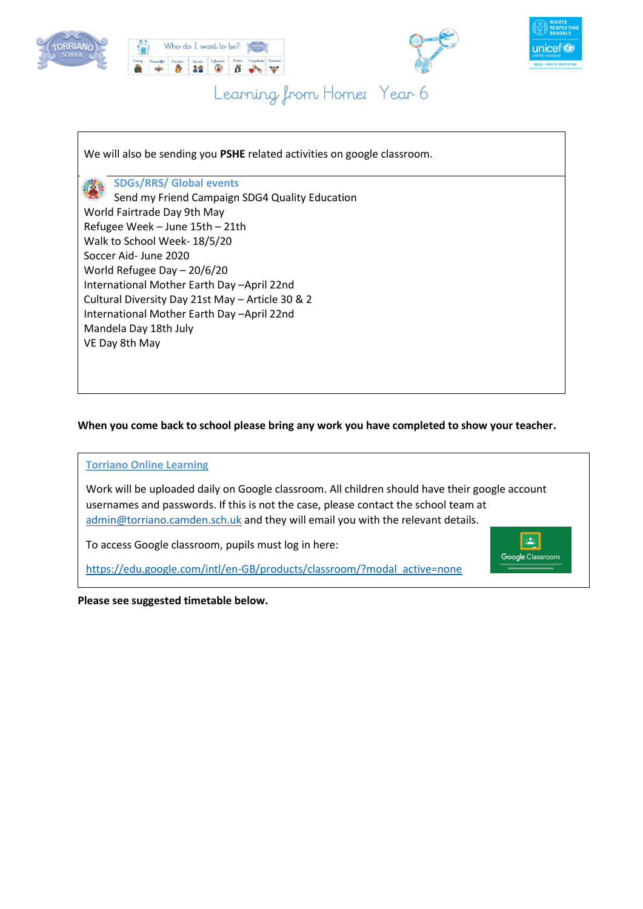# Learning from Home: Year 6

We will also be sending you **PSHE** related activities on google classroom.

**SDGs/RRS/ Global events**

Send my Friend Campaign SDG4 Quality Education
World Fairtrade Day 9th May
Refugee Week – June 15th – 21th
Walk to School Week- 18/5/20
Soccer Aid- June 2020
World Refugee Day – 20/6/20
International Mother Earth Day –April 22nd
Cultural Diversity Day 21st May – Article 30 & 2
International Mother Earth Day –April 22nd
Mandela Day 18th July
VE Day 8th May

**When you come back to school please bring any work you have completed to show your teacher.**

**Torriano Online Learning**

Work will be uploaded daily on Google classroom. All children should have their google account usernames and passwords. If this is not the case, please contact the school team at admin@torriano.camden.sch.uk and they will email you with the relevant details.

To access Google classroom, pupils must log in here:

https://edu.google.com/intl/en-GB/products/classroom/?modal_active=none

**Please see suggested timetable below.**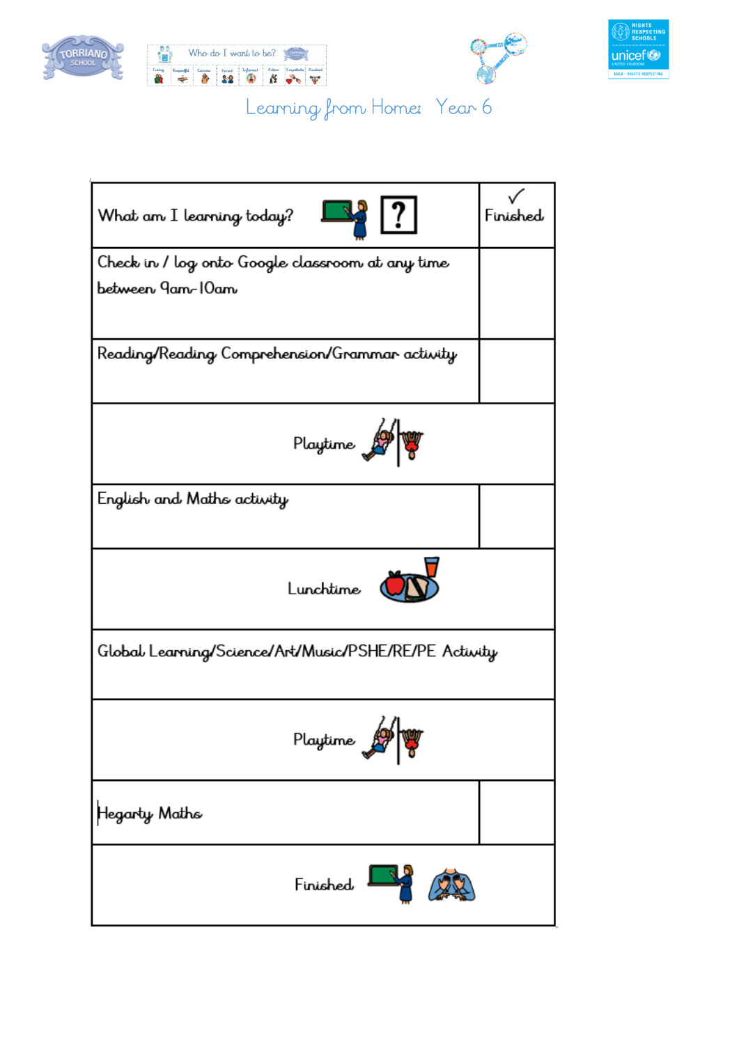Who do I want to be?

Caring | Respectful | Curious | Honest | Informed | Active | Compassionate | Resilient

# Learning from Home: Year 6

| What am I learning today? | ✓ Finished |
|---|---|
| Check in / log onto Google classroom at any time between 9am-10am | |
| Reading/Reading Comprehension/Grammar activity | |
| Playtime | |
| English and Maths activity | |
| Lunchtime | |
| Global Learning/Science/Art/Music/PSHE/RE/PE Activity | |
| Playtime | |
| Hegarty Maths | |
| Finished | |